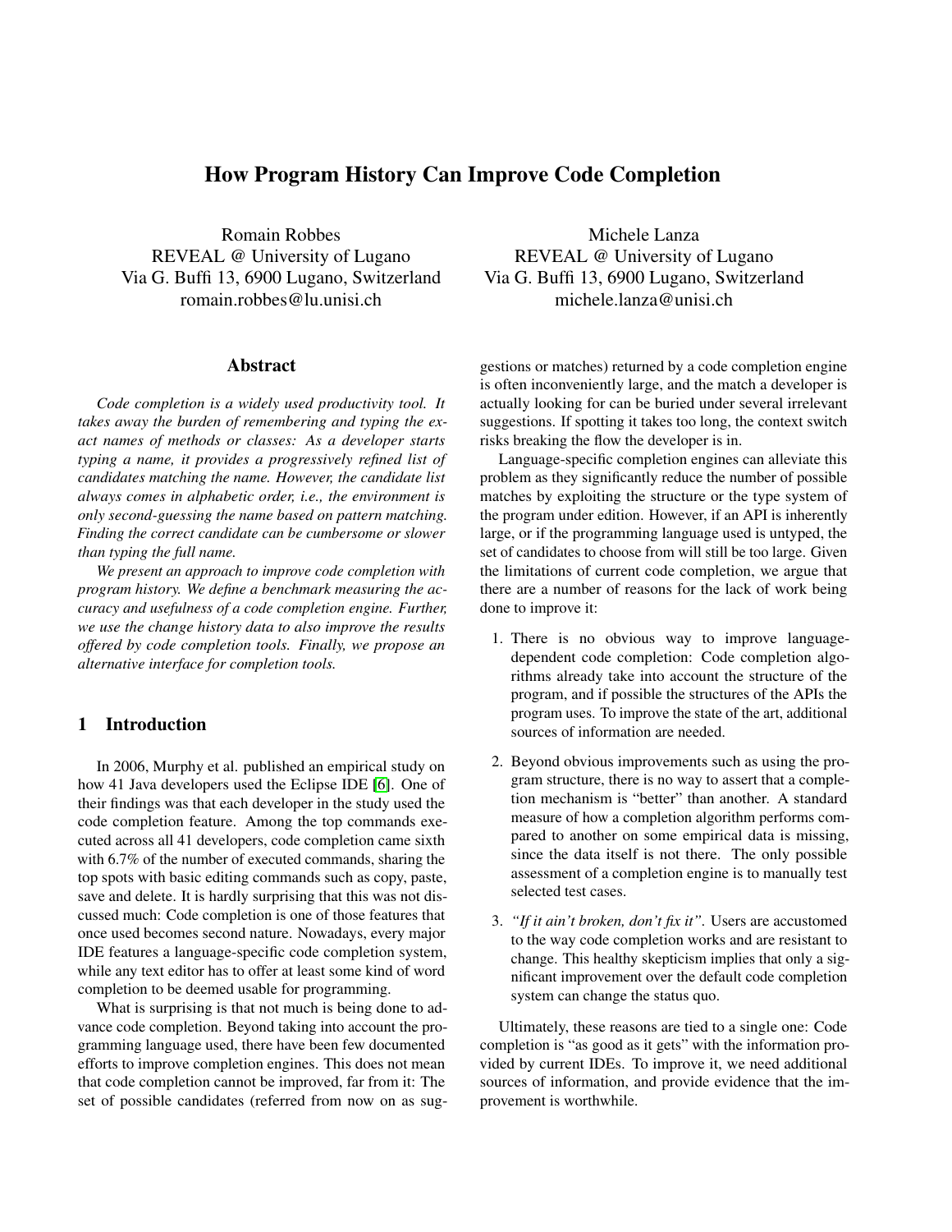# How Program History Can Improve Code Completion

Romain Robbes
REVEAL @ University of Lugano
Via G. Buffi 13, 6900 Lugano, Switzerland
romain.robbes@lu.unisi.ch

Michele Lanza
REVEAL @ University of Lugano
Via G. Buffi 13, 6900 Lugano, Switzerland
michele.lanza@unisi.ch

## Abstract

*Code completion is a widely used productivity tool. It takes away the burden of remembering and typing the exact names of methods or classes: As a developer starts typing a name, it provides a progressively refined list of candidates matching the name. However, the candidate list always comes in alphabetic order, i.e., the environment is only second-guessing the name based on pattern matching. Finding the correct candidate can be cumbersome or slower than typing the full name.*

*We present an approach to improve code completion with program history. We define a benchmark measuring the accuracy and usefulness of a code completion engine. Further, we use the change history data to also improve the results offered by code completion tools. Finally, we propose an alternative interface for completion tools.*

## 1 Introduction

In 2006, Murphy et al. published an empirical study on how 41 Java developers used the Eclipse IDE [6]. One of their findings was that each developer in the study used the code completion feature. Among the top commands executed across all 41 developers, code completion came sixth with 6.7% of the number of executed commands, sharing the top spots with basic editing commands such as copy, paste, save and delete. It is hardly surprising that this was not discussed much: Code completion is one of those features that once used becomes second nature. Nowadays, every major IDE features a language-specific code completion system, while any text editor has to offer at least some kind of word completion to be deemed usable for programming.

What is surprising is that not much is being done to advance code completion. Beyond taking into account the programming language used, there have been few documented efforts to improve completion engines. This does not mean that code completion cannot be improved, far from it: The set of possible candidates (referred from now on as suggestions or matches) returned by a code completion engine is often inconveniently large, and the match a developer is actually looking for can be buried under several irrelevant suggestions. If spotting it takes too long, the context switch risks breaking the flow the developer is in.

Language-specific completion engines can alleviate this problem as they significantly reduce the number of possible matches by exploiting the structure or the type system of the program under edition. However, if an API is inherently large, or if the programming language used is untyped, the set of candidates to choose from will still be too large. Given the limitations of current code completion, we argue that there are a number of reasons for the lack of work being done to improve it:

1. There is no obvious way to improve language-dependent code completion: Code completion algorithms already take into account the structure of the program, and if possible the structures of the APIs the program uses. To improve the state of the art, additional sources of information are needed.
2. Beyond obvious improvements such as using the program structure, there is no way to assert that a completion mechanism is "better" than another. A standard measure of how a completion algorithm performs compared to another on some empirical data is missing, since the data itself is not there. The only possible assessment of a completion engine is to manually test selected test cases.
3. *"If it ain't broken, don't fix it"*. Users are accustomed to the way code completion works and are resistant to change. This healthy skepticism implies that only a significant improvement over the default code completion system can change the status quo.

Ultimately, these reasons are tied to a single one: Code completion is "as good as it gets" with the information provided by current IDEs. To improve it, we need additional sources of information, and provide evidence that the improvement is worthwhile.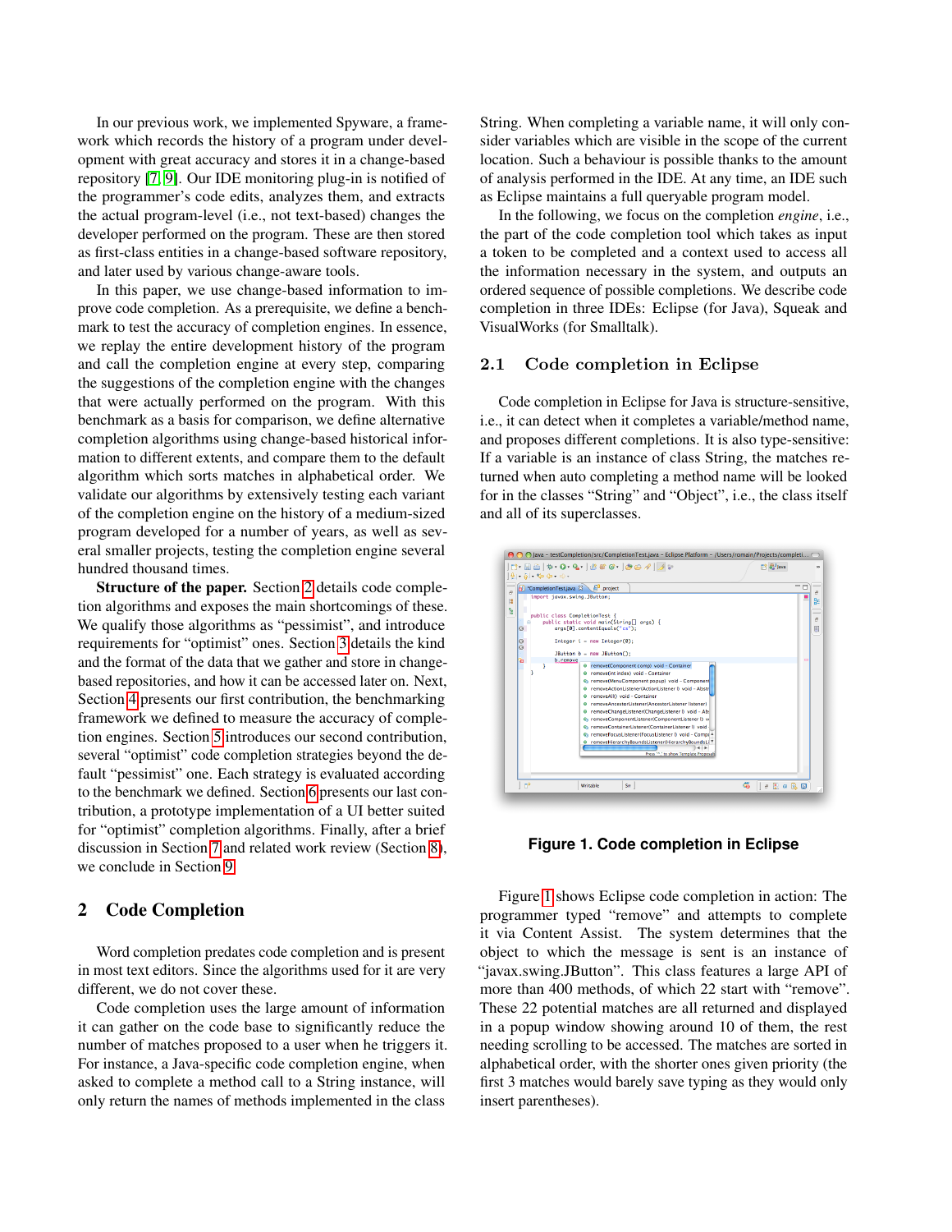In our previous work, we implemented Spyware, a framework which records the history of a program under development with great accuracy and stores it in a change-based repository [7, 9]. Our IDE monitoring plug-in is notified of the programmer's code edits, analyzes them, and extracts the actual program-level (i.e., not text-based) changes the developer performed on the program. These are then stored as first-class entities in a change-based software repository, and later used by various change-aware tools.

In this paper, we use change-based information to improve code completion. As a prerequisite, we define a benchmark to test the accuracy of completion engines. In essence, we replay the entire development history of the program and call the completion engine at every step, comparing the suggestions of the completion engine with the changes that were actually performed on the program. With this benchmark as a basis for comparison, we define alternative completion algorithms using change-based historical information to different extents, and compare them to the default algorithm which sorts matches in alphabetical order. We validate our algorithms by extensively testing each variant of the completion engine on the history of a medium-sized program developed for a number of years, as well as several smaller projects, testing the completion engine several hundred thousand times.

**Structure of the paper.** Section 2 details code completion algorithms and exposes the main shortcomings of these. We qualify those algorithms as "pessimist", and introduce requirements for "optimist" ones. Section 3 details the kind and the format of the data that we gather and store in change-based repositories, and how it can be accessed later on. Next, Section 4 presents our first contribution, the benchmarking framework we defined to measure the accuracy of completion engines. Section 5 introduces our second contribution, several "optimist" code completion strategies beyond the default "pessimist" one. Each strategy is evaluated according to the benchmark we defined. Section 6 presents our last contribution, a prototype implementation of a UI better suited for "optimist" completion algorithms. Finally, after a brief discussion in Section 7 and related work review (Section 8), we conclude in Section 9.

## 2 Code Completion

Word completion predates code completion and is present in most text editors. Since the algorithms used for it are very different, we do not cover these.

Code completion uses the large amount of information it can gather on the code base to significantly reduce the number of matches proposed to a user when he triggers it. For instance, a Java-specific code completion engine, when asked to complete a method call to a String instance, will only return the names of methods implemented in the class String. When completing a variable name, it will only consider variables which are visible in the scope of the current location. Such a behaviour is possible thanks to the amount of analysis performed in the IDE. At any time, an IDE such as Eclipse maintains a full queryable program model.

In the following, we focus on the completion *engine*, i.e., the part of the code completion tool which takes as input a token to be completed and a context used to access all the information necessary in the system, and outputs an ordered sequence of possible completions. We describe code completion in three IDEs: Eclipse (for Java), Squeak and VisualWorks (for Smalltalk).

### 2.1 Code completion in Eclipse

Code completion in Eclipse for Java is structure-sensitive, i.e., it can detect when it completes a variable/method name, and proposes different completions. It is also type-sensitive: If a variable is an instance of class String, the matches returned when auto completing a method name will be looked for in the classes "String" and "Object", i.e., the class itself and all of its superclasses.

**Figure 1. Code completion in Eclipse**

Figure 1 shows Eclipse code completion in action: The programmer typed "remove" and attempts to complete it via Content Assist. The system determines that the object to which the message is sent is an instance of "javax.swing.JButton". This class features a large API of more than 400 methods, of which 22 start with "remove". These 22 potential matches are all returned and displayed in a popup window showing around 10 of them, the rest needing scrolling to be accessed. The matches are sorted in alphabetical order, with the shorter ones given priority (the first 3 matches would barely save typing as they would only insert parentheses).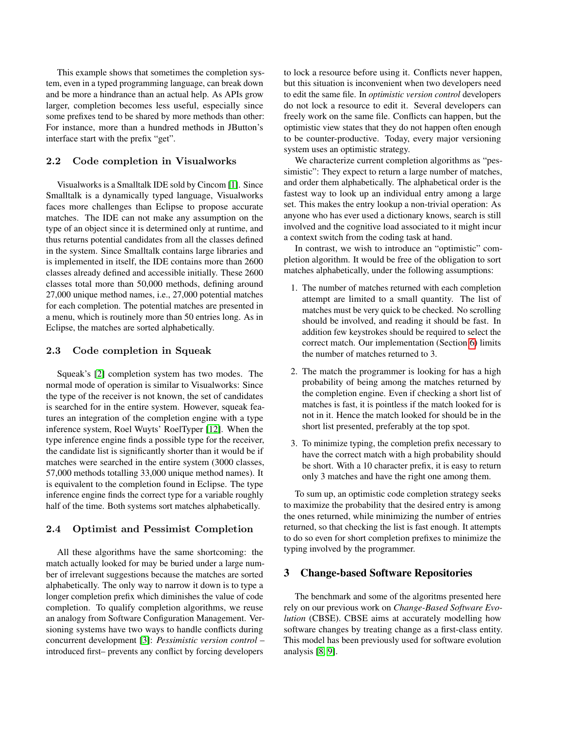This example shows that sometimes the completion system, even in a typed programming language, can break down and be more a hindrance than an actual help. As APIs grow larger, completion becomes less useful, especially since some prefixes tend to be shared by more methods than other: For instance, more than a hundred methods in JButton's interface start with the prefix "get".

### 2.2 Code completion in Visualworks

Visualworks is a Smalltalk IDE sold by Cincom [1]. Since Smalltalk is a dynamically typed language, Visualworks faces more challenges than Eclipse to propose accurate matches. The IDE can not make any assumption on the type of an object since it is determined only at runtime, and thus returns potential candidates from all the classes defined in the system. Since Smalltalk contains large libraries and is implemented in itself, the IDE contains more than 2600 classes already defined and accessible initially. These 2600 classes total more than 50,000 methods, defining around 27,000 unique method names, i.e., 27,000 potential matches for each completion. The potential matches are presented in a menu, which is routinely more than 50 entries long. As in Eclipse, the matches are sorted alphabetically.

### 2.3 Code completion in Squeak

Squeak's [2] completion system has two modes. The normal mode of operation is similar to Visualworks: Since the type of the receiver is not known, the set of candidates is searched for in the entire system. However, squeak features an integration of the completion engine with a type inference system, Roel Wuyts' RoelTyper [12]. When the type inference engine finds a possible type for the receiver, the candidate list is significantly shorter than it would be if matches were searched in the entire system (3000 classes, 57,000 methods totalling 33,000 unique method names). It is equivalent to the completion found in Eclipse. The type inference engine finds the correct type for a variable roughly half of the time. Both systems sort matches alphabetically.

### 2.4 Optimist and Pessimist Completion

All these algorithms have the same shortcoming: the match actually looked for may be buried under a large number of irrelevant suggestions because the matches are sorted alphabetically. The only way to narrow it down is to type a longer completion prefix which diminishes the value of code completion. To qualify completion algorithms, we reuse an analogy from Software Configuration Management. Versioning systems have two ways to handle conflicts during concurrent development [3]: *Pessimistic version control* – introduced first– prevents any conflict by forcing developers to lock a resource before using it. Conflicts never happen, but this situation is inconvenient when two developers need to edit the same file. In *optimistic version control* developers do not lock a resource to edit it. Several developers can freely work on the same file. Conflicts can happen, but the optimistic view states that they do not happen often enough to be counter-productive. Today, every major versioning system uses an optimistic strategy.

We characterize current completion algorithms as "pessimistic": They expect to return a large number of matches, and order them alphabetically. The alphabetical order is the fastest way to look up an individual entry among a large set. This makes the entry lookup a non-trivial operation: As anyone who has ever used a dictionary knows, search is still involved and the cognitive load associated to it might incur a context switch from the coding task at hand.

In contrast, we wish to introduce an "optimistic" completion algorithm. It would be free of the obligation to sort matches alphabetically, under the following assumptions:

1. The number of matches returned with each completion attempt are limited to a small quantity. The list of matches must be very quick to be checked. No scrolling should be involved, and reading it should be fast. In addition few keystrokes should be required to select the correct match. Our implementation (Section 6) limits the number of matches returned to 3.

2. The match the programmer is looking for has a high probability of being among the matches returned by the completion engine. Even if checking a short list of matches is fast, it is pointless if the match looked for is not in it. Hence the match looked for should be in the short list presented, preferably at the top spot.

3. To minimize typing, the completion prefix necessary to have the correct match with a high probability should be short. With a 10 character prefix, it is easy to return only 3 matches and have the right one among them.

To sum up, an optimistic code completion strategy seeks to maximize the probability that the desired entry is among the ones returned, while minimizing the number of entries returned, so that checking the list is fast enough. It attempts to do so even for short completion prefixes to minimize the typing involved by the programmer.

## 3 Change-based Software Repositories

The benchmark and some of the algoritms presented here rely on our previous work on *Change-Based Software Evolution* (CBSE). CBSE aims at accurately modelling how software changes by treating change as a first-class entity. This model has been previously used for software evolution analysis [8, 9].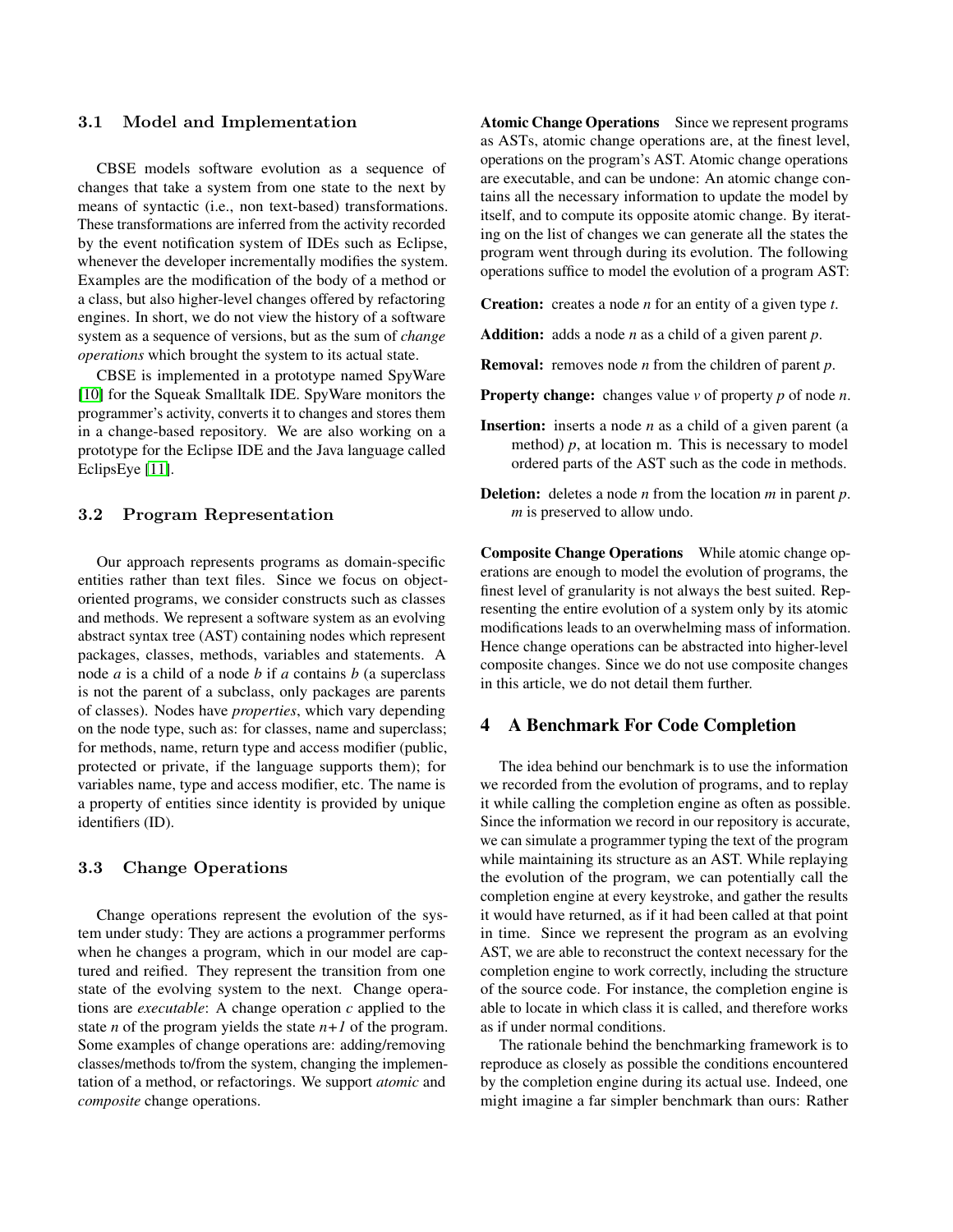### 3.1 Model and Implementation

CBSE models software evolution as a sequence of changes that take a system from one state to the next by means of syntactic (i.e., non text-based) transformations. These transformations are inferred from the activity recorded by the event notification system of IDEs such as Eclipse, whenever the developer incrementally modifies the system. Examples are the modification of the body of a method or a class, but also higher-level changes offered by refactoring engines. In short, we do not view the history of a software system as a sequence of versions, but as the sum of *change operations* which brought the system to its actual state.

CBSE is implemented in a prototype named SpyWare [10] for the Squeak Smalltalk IDE. SpyWare monitors the programmer's activity, converts it to changes and stores them in a change-based repository. We are also working on a prototype for the Eclipse IDE and the Java language called EclipsEye [11].

### 3.2 Program Representation

Our approach represents programs as domain-specific entities rather than text files. Since we focus on object-oriented programs, we consider constructs such as classes and methods. We represent a software system as an evolving abstract syntax tree (AST) containing nodes which represent packages, classes, methods, variables and statements. A node *a* is a child of a node *b* if *a* contains *b* (a superclass is not the parent of a subclass, only packages are parents of classes). Nodes have *properties*, which vary depending on the node type, such as: for classes, name and superclass; for methods, name, return type and access modifier (public, protected or private, if the language supports them); for variables name, type and access modifier, etc. The name is a property of entities since identity is provided by unique identifiers (ID).

### 3.3 Change Operations

Change operations represent the evolution of the system under study: They are actions a programmer performs when he changes a program, which in our model are captured and reified. They represent the transition from one state of the evolving system to the next. Change operations are *executable*: A change operation *c* applied to the state *n* of the program yields the state *n+1* of the program. Some examples of change operations are: adding/removing classes/methods to/from the system, changing the implementation of a method, or refactorings. We support *atomic* and *composite* change operations.

**Atomic Change Operations** Since we represent programs as ASTs, atomic change operations are, at the finest level, operations on the program's AST. Atomic change operations are executable, and can be undone: An atomic change contains all the necessary information to update the model by itself, and to compute its opposite atomic change. By iterating on the list of changes we can generate all the states the program went through during its evolution. The following operations suffice to model the evolution of a program AST:

**Creation:** creates a node *n* for an entity of a given type *t*.

**Addition:** adds a node *n* as a child of a given parent *p*.

**Removal:** removes node *n* from the children of parent *p*.

**Property change:** changes value *v* of property *p* of node *n*.

**Insertion:** inserts a node *n* as a child of a given parent (a method) *p*, at location m. This is necessary to model ordered parts of the AST such as the code in methods.

**Deletion:** deletes a node *n* from the location *m* in parent *p*. *m* is preserved to allow undo.

**Composite Change Operations** While atomic change operations are enough to model the evolution of programs, the finest level of granularity is not always the best suited. Representing the entire evolution of a system only by its atomic modifications leads to an overwhelming mass of information. Hence change operations can be abstracted into higher-level composite changes. Since we do not use composite changes in this article, we do not detail them further.

## 4 A Benchmark For Code Completion

The idea behind our benchmark is to use the information we recorded from the evolution of programs, and to replay it while calling the completion engine as often as possible. Since the information we record in our repository is accurate, we can simulate a programmer typing the text of the program while maintaining its structure as an AST. While replaying the evolution of the program, we can potentially call the completion engine at every keystroke, and gather the results it would have returned, as if it had been called at that point in time. Since we represent the program as an evolving AST, we are able to reconstruct the context necessary for the completion engine to work correctly, including the structure of the source code. For instance, the completion engine is able to locate in which class it is called, and therefore works as if under normal conditions.

The rationale behind the benchmarking framework is to reproduce as closely as possible the conditions encountered by the completion engine during its actual use. Indeed, one might imagine a far simpler benchmark than ours: Rather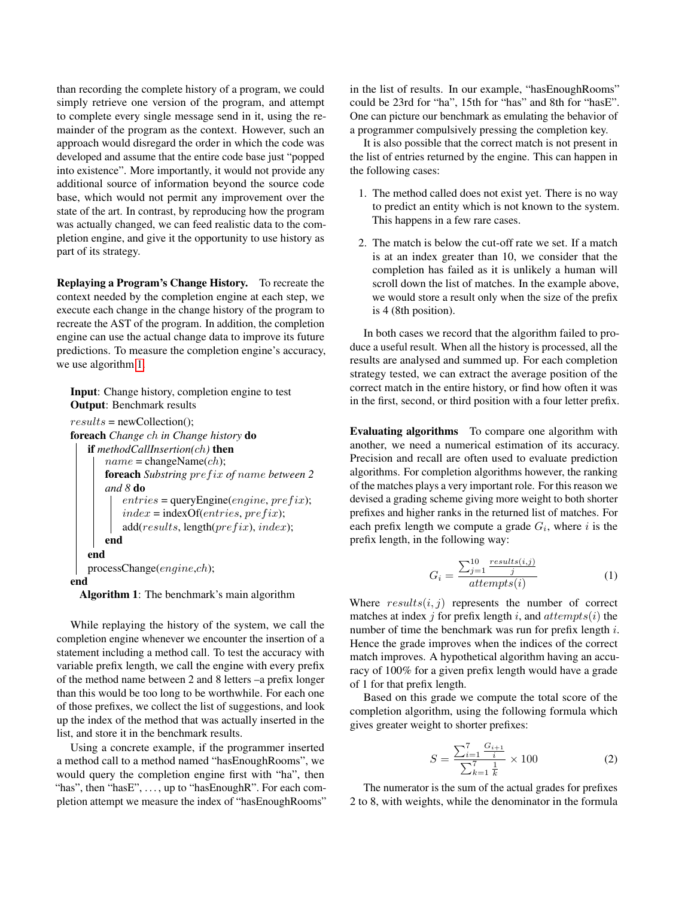than recording the complete history of a program, we could simply retrieve one version of the program, and attempt to complete every single message send in it, using the remainder of the program as the context. However, such an approach would disregard the order in which the code was developed and assume that the entire code base just "popped into existence". More importantly, it would not provide any additional source of information beyond the source code base, which would not permit any improvement over the state of the art. In contrast, by reproducing how the program was actually changed, we can feed realistic data to the completion engine, and give it the opportunity to use history as part of its strategy.

**Replaying a Program's Change History.** To recreate the context needed by the completion engine at each step, we execute each change in the change history of the program to recreate the AST of the program. In addition, the completion engine can use the actual change data to improve its future predictions. To measure the completion engine's accuracy, we use algorithm 1.

```
Input: Change history, completion engine to test
Output: Benchmark results
results = newCollection();
foreach Change ch in Change history do
    if methodCallInsertion(ch) then
        name = changeName(ch);
        foreach Substring prefix of name between 2 and 8 do
            entries = queryEngine(engine, prefix);
            index = indexOf(entries, prefix);
            add(results, length(prefix), index);
        end
    end
    processChange(engine,ch);
end
```

**Algorithm 1**: The benchmark's main algorithm

While replaying the history of the system, we call the completion engine whenever we encounter the insertion of a statement including a method call. To test the accuracy with variable prefix length, we call the engine with every prefix of the method name between 2 and 8 letters –a prefix longer than this would be too long to be worthwhile. For each one of those prefixes, we collect the list of suggestions, and look up the index of the method that was actually inserted in the list, and store it in the benchmark results.

Using a concrete example, if the programmer inserted a method call to a method named "hasEnoughRooms", we would query the completion engine first with "ha", then "has", then "hasE", ..., up to "hasEnoughR". For each completion attempt we measure the index of "hasEnoughRooms" in the list of results. In our example, "hasEnoughRooms" could be 23rd for "ha", 15th for "has" and 8th for "hasE". One can picture our benchmark as emulating the behavior of a programmer compulsively pressing the completion key.

It is also possible that the correct match is not present in the list of entries returned by the engine. This can happen in the following cases:

1. The method called does not exist yet. There is no way to predict an entity which is not known to the system. This happens in a few rare cases.
2. The match is below the cut-off rate we set. If a match is at an index greater than 10, we consider that the completion has failed as it is unlikely a human will scroll down the list of matches. In the example above, we would store a result only when the size of the prefix is 4 (8th position).

In both cases we record that the algorithm failed to produce a useful result. When all the history is processed, all the results are analysed and summed up. For each completion strategy tested, we can extract the average position of the correct match in the entire history, or find how often it was in the first, second, or third position with a four letter prefix.

**Evaluating algorithms** To compare one algorithm with another, we need a numerical estimation of its accuracy. Precision and recall are often used to evaluate prediction algorithms. For completion algorithms however, the ranking of the matches plays a very important role. For this reason we devised a grading scheme giving more weight to both shorter prefixes and higher ranks in the returned list of matches. For each prefix length we compute a grade $G_i$, where $i$ is the prefix length, in the following way:

$$G_i = \frac{\sum_{j=1}^{10} \frac{results(i,j)}{j}}{attempts(i)} \tag{1}$$

Where $results(i, j)$ represents the number of correct matches at index $j$ for prefix length $i$, and $attempts(i)$ the number of time the benchmark was run for prefix length $i$. Hence the grade improves when the indices of the correct match improves. A hypothetical algorithm having an accuracy of 100% for a given prefix length would have a grade of 1 for that prefix length.

Based on this grade we compute the total score of the completion algorithm, using the following formula which gives greater weight to shorter prefixes:

$$S = \frac{\sum_{i=1}^{7} \frac{G_{i+1}}{i}}{\sum_{k=1}^{7} \frac{1}{k}} \times 100 \tag{2}$$

The numerator is the sum of the actual grades for prefixes 2 to 8, with weights, while the denominator in the formula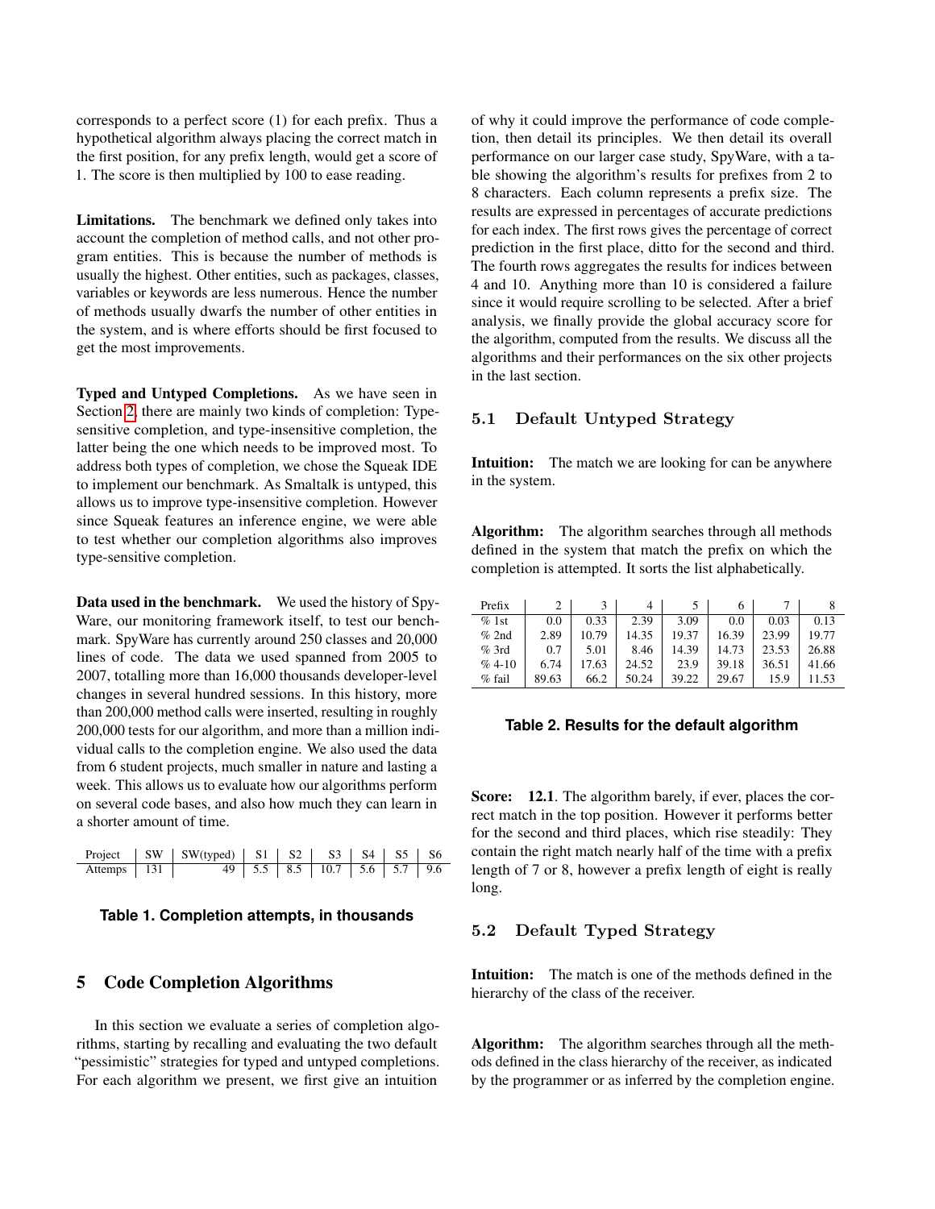corresponds to a perfect score (1) for each prefix. Thus a hypothetical algorithm always placing the correct match in the first position, for any prefix length, would get a score of 1. The score is then multiplied by 100 to ease reading.

**Limitations.** The benchmark we defined only takes into account the completion of method calls, and not other program entities. This is because the number of methods is usually the highest. Other entities, such as packages, classes, variables or keywords are less numerous. Hence the number of methods usually dwarfs the number of other entities in the system, and is where efforts should be first focused to get the most improvements.

**Typed and Untyped Completions.** As we have seen in Section 2, there are mainly two kinds of completion: Type-sensitive completion, and type-insensitive completion, the latter being the one which needs to be improved most. To address both types of completion, we chose the Squeak IDE to implement our benchmark. As Smaltalk is untyped, this allows us to improve type-insensitive completion. However since Squeak features an inference engine, we were able to test whether our completion algorithms also improves type-sensitive completion.

**Data used in the benchmark.** We used the history of SpyWare, our monitoring framework itself, to test our benchmark. SpyWare has currently around 250 classes and 20,000 lines of code. The data we used spanned from 2005 to 2007, totalling more than 16,000 thousands developer-level changes in several hundred sessions. In this history, more than 200,000 method calls were inserted, resulting in roughly 200,000 tests for our algorithm, and more than a million individual calls to the completion engine. We also used the data from 6 student projects, much smaller in nature and lasting a week. This allows us to evaluate how our algorithms perform on several code bases, and also how much they can learn in a shorter amount of time.

| Project | SW | SW(typed) | S1 | S2 | S3 | S4 | S5 | S6 |
|---|---|---|---|---|---|---|---|---|
| Attemps | 131 | 49 | 5.5 | 8.5 | 10.7 | 5.6 | 5.7 | 9.6 |

**Table 1. Completion attempts, in thousands**

## 5 Code Completion Algorithms

In this section we evaluate a series of completion algorithms, starting by recalling and evaluating the two default "pessimistic" strategies for typed and untyped completions. For each algorithm we present, we first give an intuition of why it could improve the performance of code completion, then detail its principles. We then detail its overall performance on our larger case study, SpyWare, with a table showing the algorithm's results for prefixes from 2 to 8 characters. Each column represents a prefix size. The results are expressed in percentages of accurate predictions for each index. The first rows gives the percentage of correct prediction in the first place, ditto for the second and third. The fourth rows aggregates the results for indices between 4 and 10. Anything more than 10 is considered a failure since it would require scrolling to be selected. After a brief analysis, we finally provide the global accuracy score for the algorithm, computed from the results. We discuss all the algorithms and their performances on the six other projects in the last section.

### 5.1 Default Untyped Strategy

**Intuition:** The match we are looking for can be anywhere in the system.

**Algorithm:** The algorithm searches through all methods defined in the system that match the prefix on which the completion is attempted. It sorts the list alphabetically.

| Prefix | 2 | 3 | 4 | 5 | 6 | 7 | 8 |
|---|---|---|---|---|---|---|---|
| % 1st | 0.0 | 0.33 | 2.39 | 3.09 | 0.0 | 0.03 | 0.13 |
| % 2nd | 2.89 | 10.79 | 14.35 | 19.37 | 16.39 | 23.99 | 19.77 |
| % 3rd | 0.7 | 5.01 | 8.46 | 14.39 | 14.73 | 23.53 | 26.88 |
| % 4-10 | 6.74 | 17.63 | 24.52 | 23.9 | 39.18 | 36.51 | 41.66 |
| % fail | 89.63 | 66.2 | 50.24 | 39.22 | 29.67 | 15.9 | 11.53 |

**Table 2. Results for the default algorithm**

**Score:** **12.1**. The algorithm barely, if ever, places the correct match in the top position. However it performs better for the second and third places, which rise steadily: They contain the right match nearly half of the time with a prefix length of 7 or 8, however a prefix length of eight is really long.

### 5.2 Default Typed Strategy

**Intuition:** The match is one of the methods defined in the hierarchy of the class of the receiver.

**Algorithm:** The algorithm searches through all the methods defined in the class hierarchy of the receiver, as indicated by the programmer or as inferred by the completion engine.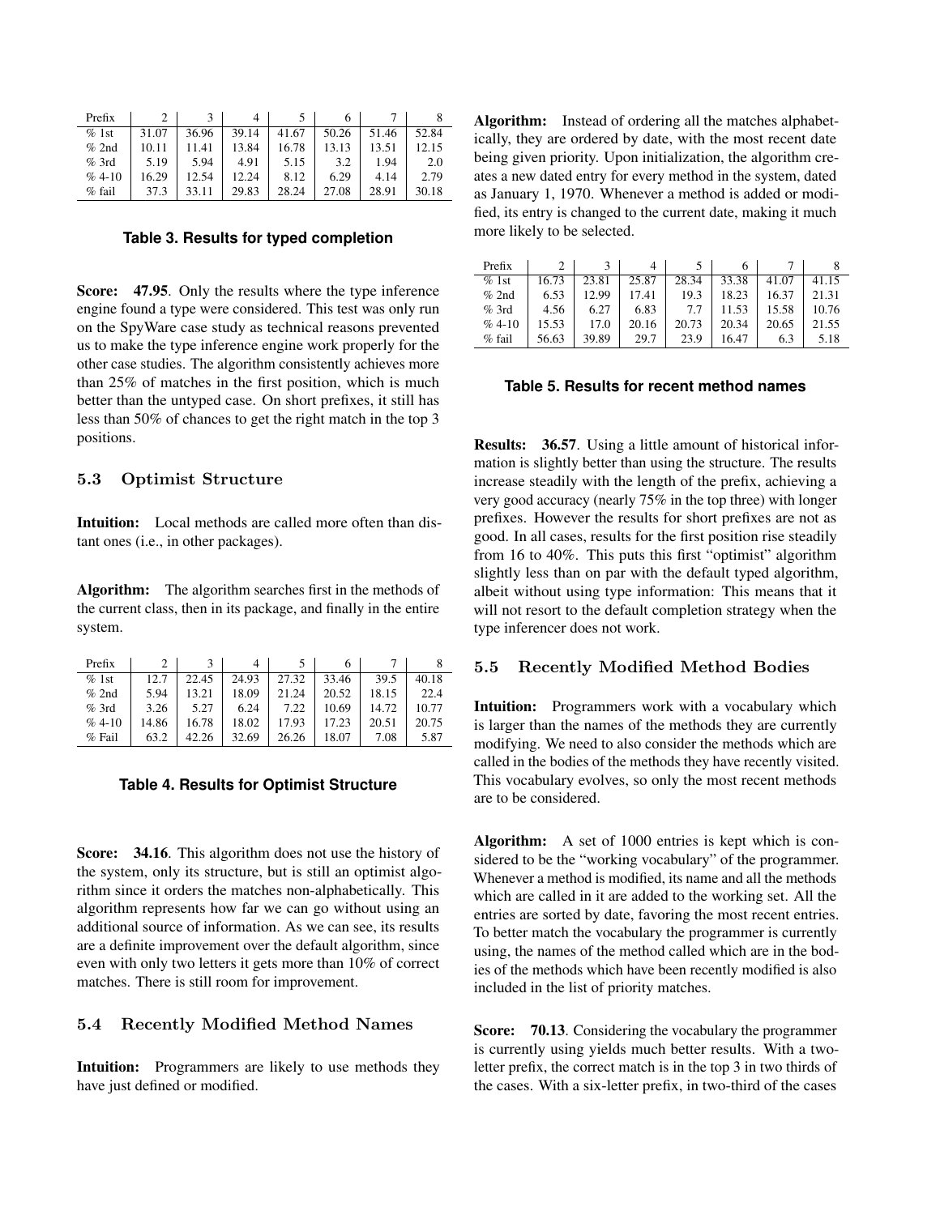| Prefix | 2 | 3 | 4 | 5 | 6 | 7 | 8 |
|---|---|---|---|---|---|---|---|
| % 1st | 31.07 | 36.96 | 39.14 | 41.67 | 50.26 | 51.46 | 52.84 |
| % 2nd | 10.11 | 11.41 | 13.84 | 16.78 | 13.13 | 13.51 | 12.15 |
| % 3rd | 5.19 | 5.94 | 4.91 | 5.15 | 3.2 | 1.94 | 2.0 |
| % 4-10 | 16.29 | 12.54 | 12.24 | 8.12 | 6.29 | 4.14 | 2.79 |
| % fail | 37.3 | 33.11 | 29.83 | 28.24 | 27.08 | 28.91 | 30.18 |

**Table 3. Results for typed completion**

**Score: 47.95**. Only the results where the type inference engine found a type were considered. This test was only run on the SpyWare case study as technical reasons prevented us to make the type inference engine work properly for the other case studies. The algorithm consistently achieves more than 25% of matches in the first position, which is much better than the untyped case. On short prefixes, it still has less than 50% of chances to get the right match in the top 3 positions.

### 5.3 Optimist Structure

**Intuition:** Local methods are called more often than distant ones (i.e., in other packages).

**Algorithm:** The algorithm searches first in the methods of the current class, then in its package, and finally in the entire system.

| Prefix | 2 | 3 | 4 | 5 | 6 | 7 | 8 |
|---|---|---|---|---|---|---|---|
| % 1st | 12.7 | 22.45 | 24.93 | 27.32 | 33.46 | 39.5 | 40.18 |
| % 2nd | 5.94 | 13.21 | 18.09 | 21.24 | 20.52 | 18.15 | 22.4 |
| % 3rd | 3.26 | 5.27 | 6.24 | 7.22 | 10.69 | 14.72 | 10.77 |
| % 4-10 | 14.86 | 16.78 | 18.02 | 17.93 | 17.23 | 20.51 | 20.75 |
| % Fail | 63.2 | 42.26 | 32.69 | 26.26 | 18.07 | 7.08 | 5.87 |

**Table 4. Results for Optimist Structure**

**Score: 34.16**. This algorithm does not use the history of the system, only its structure, but is still an optimist algorithm since it orders the matches non-alphabetically. This algorithm represents how far we can go without using an additional source of information. As we can see, its results are a definite improvement over the default algorithm, since even with only two letters it gets more than 10% of correct matches. There is still room for improvement.

### 5.4 Recently Modified Method Names

**Intuition:** Programmers are likely to use methods they have just defined or modified.

**Algorithm:** Instead of ordering all the matches alphabetically, they are ordered by date, with the most recent date being given priority. Upon initialization, the algorithm creates a new dated entry for every method in the system, dated as January 1, 1970. Whenever a method is added or modified, its entry is changed to the current date, making it much more likely to be selected.

| Prefix | 2 | 3 | 4 | 5 | 6 | 7 | 8 |
|---|---|---|---|---|---|---|---|
| % 1st | 16.73 | 23.81 | 25.87 | 28.34 | 33.38 | 41.07 | 41.15 |
| % 2nd | 6.53 | 12.99 | 17.41 | 19.3 | 18.23 | 16.37 | 21.31 |
| % 3rd | 4.56 | 6.27 | 6.83 | 7.7 | 11.53 | 15.58 | 10.76 |
| % 4-10 | 15.53 | 17.0 | 20.16 | 20.73 | 20.34 | 20.65 | 21.55 |
| % fail | 56.63 | 39.89 | 29.7 | 23.9 | 16.47 | 6.3 | 5.18 |

**Table 5. Results for recent method names**

**Results: 36.57**. Using a little amount of historical information is slightly better than using the structure. The results increase steadily with the length of the prefix, achieving a very good accuracy (nearly 75% in the top three) with longer prefixes. However the results for short prefixes are not as good. In all cases, results for the first position rise steadily from 16 to 40%. This puts this first "optimist" algorithm slightly less than on par with the default typed algorithm, albeit without using type information: This means that it will not resort to the default completion strategy when the type inferencer does not work.

### 5.5 Recently Modified Method Bodies

**Intuition:** Programmers work with a vocabulary which is larger than the names of the methods they are currently modifying. We need to also consider the methods which are called in the bodies of the methods they have recently visited. This vocabulary evolves, so only the most recent methods are to be considered.

**Algorithm:** A set of 1000 entries is kept which is considered to be the "working vocabulary" of the programmer. Whenever a method is modified, its name and all the methods which are called in it are added to the working set. All the entries are sorted by date, favoring the most recent entries. To better match the vocabulary the programmer is currently using, the names of the method called which are in the bodies of the methods which have been recently modified is also included in the list of priority matches.

**Score: 70.13**. Considering the vocabulary the programmer is currently using yields much better results. With a two-letter prefix, the correct match is in the top 3 in two thirds of the cases. With a six-letter prefix, in two-third of the cases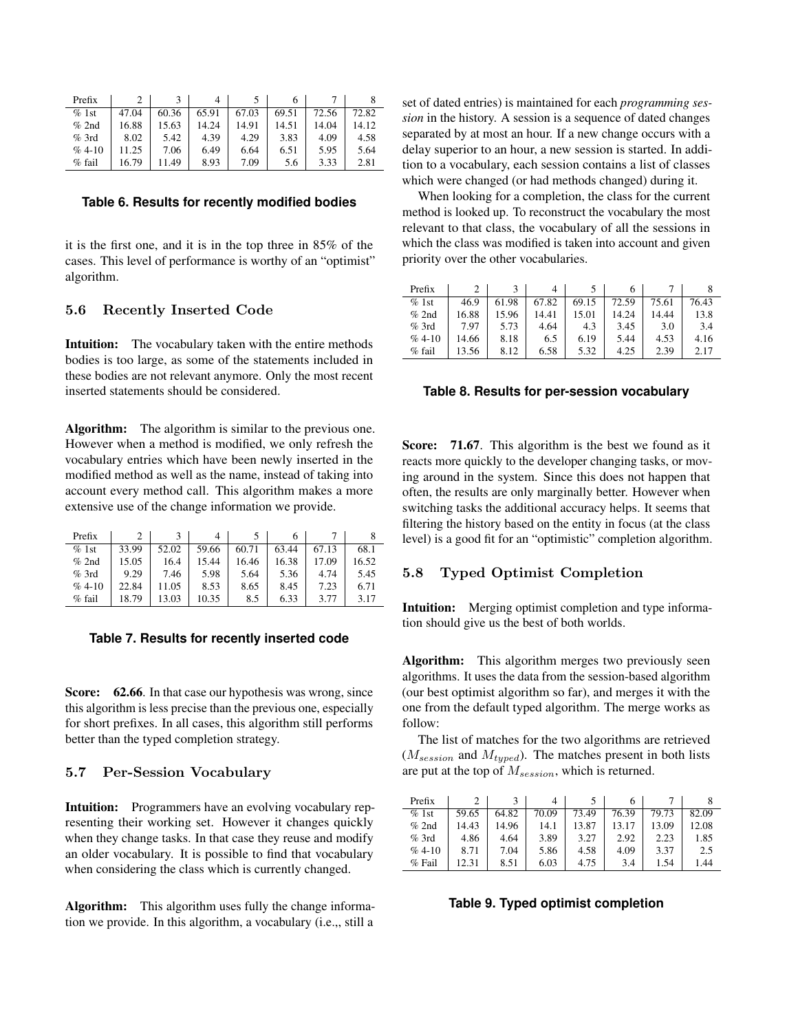| Prefix | 2 | 3 | 4 | 5 | 6 | 7 | 8 |
|---|---|---|---|---|---|---|---|
| % 1st | 47.04 | 60.36 | 65.91 | 67.03 | 69.51 | 72.56 | 72.82 |
| % 2nd | 16.88 | 15.63 | 14.24 | 14.91 | 14.51 | 14.04 | 14.12 |
| % 3rd | 8.02 | 5.42 | 4.39 | 4.29 | 3.83 | 4.09 | 4.58 |
| % 4-10 | 11.25 | 7.06 | 6.49 | 6.64 | 6.51 | 5.95 | 5.64 |
| % fail | 16.79 | 11.49 | 8.93 | 7.09 | 5.6 | 3.33 | 2.81 |

**Table 6. Results for recently modified bodies**

it is the first one, and it is in the top three in 85% of the cases. This level of performance is worthy of an "optimist" algorithm.

### 5.6 Recently Inserted Code

**Intuition:** The vocabulary taken with the entire methods bodies is too large, as some of the statements included in these bodies are not relevant anymore. Only the most recent inserted statements should be considered.

**Algorithm:** The algorithm is similar to the previous one. However when a method is modified, we only refresh the vocabulary entries which have been newly inserted in the modified method as well as the name, instead of taking into account every method call. This algorithm makes a more extensive use of the change information we provide.

| Prefix | 2 | 3 | 4 | 5 | 6 | 7 | 8 |
|---|---|---|---|---|---|---|---|
| % 1st | 33.99 | 52.02 | 59.66 | 60.71 | 63.44 | 67.13 | 68.1 |
| % 2nd | 15.05 | 16.4 | 15.44 | 16.46 | 16.38 | 17.09 | 16.52 |
| % 3rd | 9.29 | 7.46 | 5.98 | 5.64 | 5.36 | 4.74 | 5.45 |
| % 4-10 | 22.84 | 11.05 | 8.53 | 8.65 | 8.45 | 7.23 | 6.71 |
| % fail | 18.79 | 13.03 | 10.35 | 8.5 | 6.33 | 3.77 | 3.17 |

**Table 7. Results for recently inserted code**

**Score: 62.66**. In that case our hypothesis was wrong, since this algorithm is less precise than the previous one, especially for short prefixes. In all cases, this algorithm still performs better than the typed completion strategy.

### 5.7 Per-Session Vocabulary

**Intuition:** Programmers have an evolving vocabulary representing their working set. However it changes quickly when they change tasks. In that case they reuse and modify an older vocabulary. It is possible to find that vocabulary when considering the class which is currently changed.

**Algorithm:** This algorithm uses fully the change information we provide. In this algorithm, a vocabulary (i.e.,, still a set of dated entries) is maintained for each *programming session* in the history. A session is a sequence of dated changes separated by at most an hour. If a new change occurs with a delay superior to an hour, a new session is started. In addition to a vocabulary, each session contains a list of classes which were changed (or had methods changed) during it.

When looking for a completion, the class for the current method is looked up. To reconstruct the vocabulary the most relevant to that class, the vocabulary of all the sessions in which the class was modified is taken into account and given priority over the other vocabularies.

| Prefix | 2 | 3 | 4 | 5 | 6 | 7 | 8 |
|---|---|---|---|---|---|---|---|
| % 1st | 46.9 | 61.98 | 67.82 | 69.15 | 72.59 | 75.61 | 76.43 |
| % 2nd | 16.88 | 15.96 | 14.41 | 15.01 | 14.24 | 14.44 | 13.8 |
| % 3rd | 7.97 | 5.73 | 4.64 | 4.3 | 3.45 | 3.0 | 3.4 |
| % 4-10 | 14.66 | 8.18 | 6.5 | 6.19 | 5.44 | 4.53 | 4.16 |
| % fail | 13.56 | 8.12 | 6.58 | 5.32 | 4.25 | 2.39 | 2.17 |

**Table 8. Results for per-session vocabulary**

**Score: 71.67**. This algorithm is the best we found as it reacts more quickly to the developer changing tasks, or moving around in the system. Since this does not happen that often, the results are only marginally better. However when switching tasks the additional accuracy helps. It seems that filtering the history based on the entity in focus (at the class level) is a good fit for an "optimistic" completion algorithm.

### 5.8 Typed Optimist Completion

**Intuition:** Merging optimist completion and type information should give us the best of both worlds.

**Algorithm:** This algorithm merges two previously seen algorithms. It uses the data from the session-based algorithm (our best optimist algorithm so far), and merges it with the one from the default typed algorithm. The merge works as follow:

The list of matches for the two algorithms are retrieved ($M_{session}$ and $M_{typed}$). The matches present in both lists are put at the top of $M_{session}$, which is returned.

| Prefix | 2 | 3 | 4 | 5 | 6 | 7 | 8 |
|---|---|---|---|---|---|---|---|
| % 1st | 59.65 | 64.82 | 70.09 | 73.49 | 76.39 | 79.73 | 82.09 |
| % 2nd | 14.43 | 14.96 | 14.1 | 13.87 | 13.17 | 13.09 | 12.08 |
| % 3rd | 4.86 | 4.64 | 3.89 | 3.27 | 2.92 | 2.23 | 1.85 |
| % 4-10 | 8.71 | 7.04 | 5.86 | 4.58 | 4.09 | 3.37 | 2.5 |
| % Fail | 12.31 | 8.51 | 6.03 | 4.75 | 3.4 | 1.54 | 1.44 |

**Table 9. Typed optimist completion**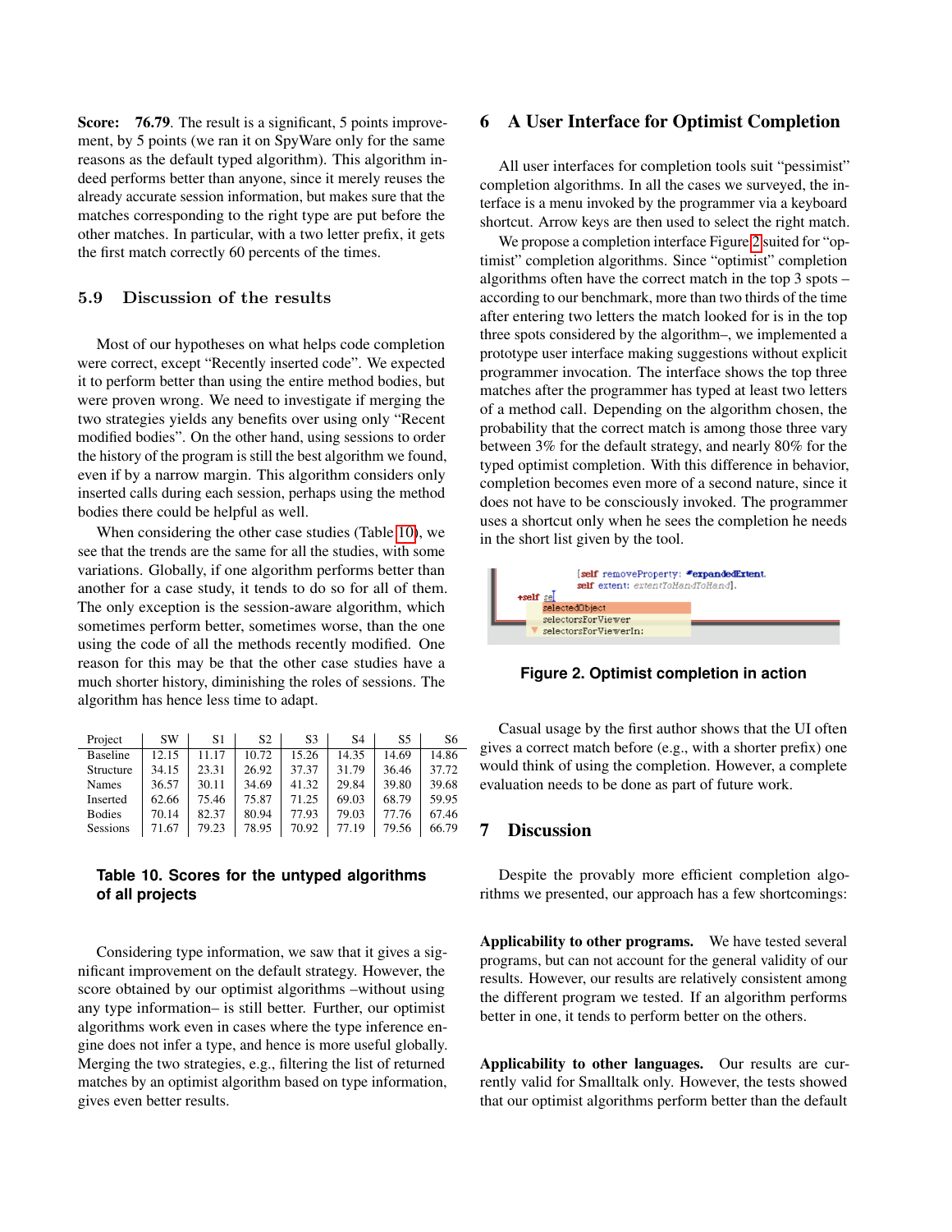**Score: 76.79**. The result is a significant, 5 points improvement, by 5 points (we ran it on SpyWare only for the same reasons as the default typed algorithm). This algorithm indeed performs better than anyone, since it merely reuses the already accurate session information, but makes sure that the matches corresponding to the right type are put before the other matches. In particular, with a two letter prefix, it gets the first match correctly 60 percents of the times.

### 5.9 Discussion of the results

Most of our hypotheses on what helps code completion were correct, except "Recently inserted code". We expected it to perform better than using the entire method bodies, but were proven wrong. We need to investigate if merging the two strategies yields any benefits over using only "Recent modified bodies". On the other hand, using sessions to order the history of the program is still the best algorithm we found, even if by a narrow margin. This algorithm considers only inserted calls during each session, perhaps using the method bodies there could be helpful as well.

When considering the other case studies (Table 10), we see that the trends are the same for all the studies, with some variations. Globally, if one algorithm performs better than another for a case study, it tends to do so for all of them. The only exception is the session-aware algorithm, which sometimes perform better, sometimes worse, than the one using the code of all the methods recently modified. One reason for this may be that the other case studies have a much shorter history, diminishing the roles of sessions. The algorithm has hence less time to adapt.

| Project | SW | S1 | S2 | S3 | S4 | S5 | S6 |
|---|---|---|---|---|---|---|---|
| Baseline | 12.15 | 11.17 | 10.72 | 15.26 | 14.35 | 14.69 | 14.86 |
| Structure | 34.15 | 23.31 | 26.92 | 37.37 | 31.79 | 36.46 | 37.72 |
| Names | 36.57 | 30.11 | 34.69 | 41.32 | 29.84 | 39.80 | 39.68 |
| Inserted | 62.66 | 75.46 | 75.87 | 71.25 | 69.03 | 68.79 | 59.95 |
| Bodies | 70.14 | 82.37 | 80.94 | 77.93 | 79.03 | 77.76 | 67.46 |
| Sessions | 71.67 | 79.23 | 78.95 | 70.92 | 77.19 | 79.56 | 66.79 |

**Table 10. Scores for the untyped algorithms of all projects**

Considering type information, we saw that it gives a significant improvement on the default strategy. However, the score obtained by our optimist algorithms –without using any type information– is still better. Further, our optimist algorithms work even in cases where the type inference engine does not infer a type, and hence is more useful globally. Merging the two strategies, e.g., filtering the list of returned matches by an optimist algorithm based on type information, gives even better results.

## 6 A User Interface for Optimist Completion

All user interfaces for completion tools suit "pessimist" completion algorithms. In all the cases we surveyed, the interface is a menu invoked by the programmer via a keyboard shortcut. Arrow keys are then used to select the right match.

We propose a completion interface Figure 2 suited for "optimist" completion algorithms. Since "optimist" completion algorithms often have the correct match in the top 3 spots – according to our benchmark, more than two thirds of the time after entering two letters the match looked for is in the top three spots considered by the algorithm–, we implemented a prototype user interface making suggestions without explicit programmer invocation. The interface shows the top three matches after the programmer has typed at least two letters of a method call. Depending on the algorithm chosen, the probability that the correct match is among those three vary between 3% for the default strategy, and nearly 80% for the typed optimist completion. With this difference in behavior, completion becomes even more of a second nature, since it does not have to be consciously invoked. The programmer uses a shortcut only when he sees the completion he needs in the short list given by the tool.

[self removeProperty: #expandedExtent.
self extent: extentToHandToHand].
+self se
selectedObject
selectorsForViewer
selectorsForViewerIn:

**Figure 2. Optimist completion in action**

Casual usage by the first author shows that the UI often gives a correct match before (e.g., with a shorter prefix) one would think of using the completion. However, a complete evaluation needs to be done as part of future work.

## 7 Discussion

Despite the provably more efficient completion algorithms we presented, our approach has a few shortcomings:

**Applicability to other programs.** We have tested several programs, but can not account for the general validity of our results. However, our results are relatively consistent among the different program we tested. If an algorithm performs better in one, it tends to perform better on the others.

**Applicability to other languages.** Our results are currently valid for Smalltalk only. However, the tests showed that our optimist algorithms perform better than the default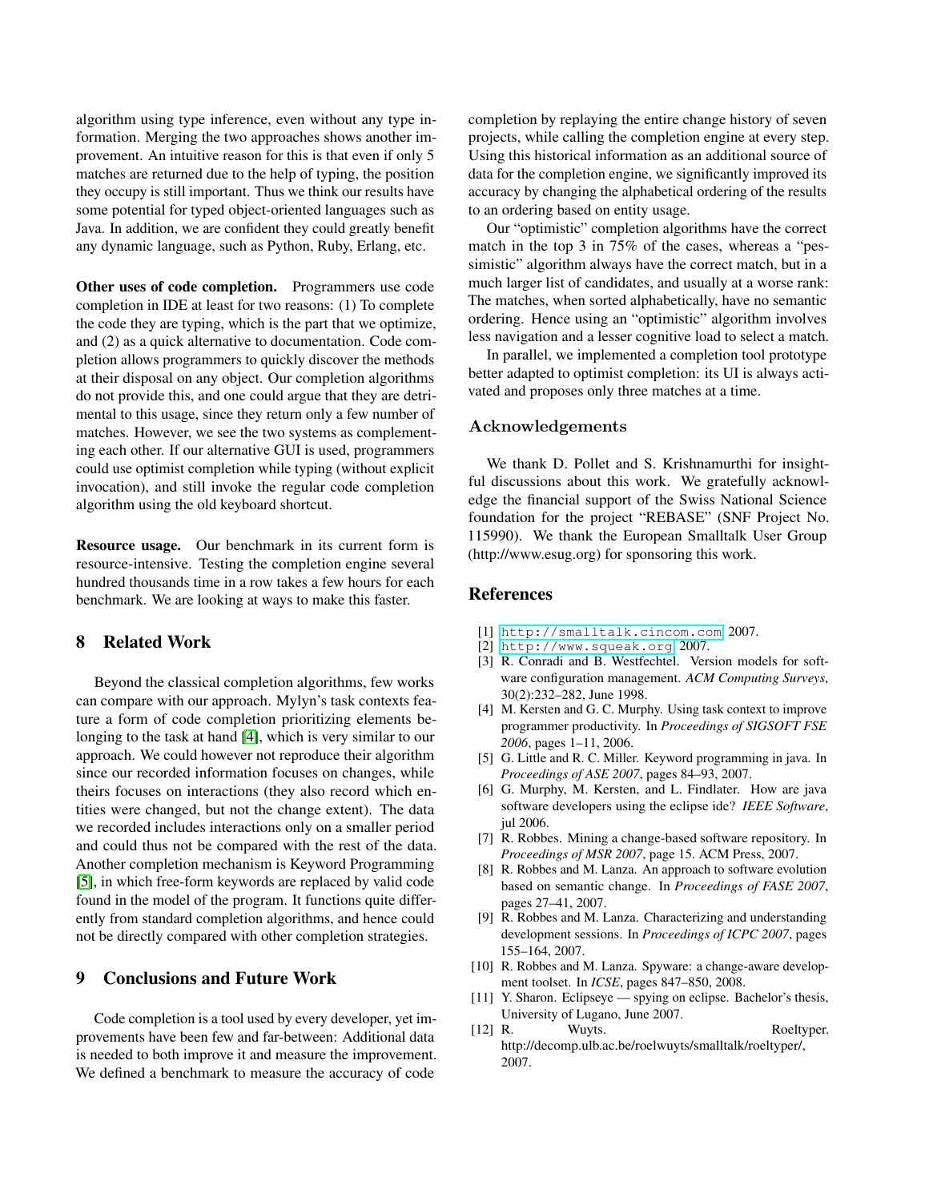algorithm using type inference, even without any type information. Merging the two approaches shows another improvement. An intuitive reason for this is that even if only 5 matches are returned due to the help of typing, the position they occupy is still important. Thus we think our results have some potential for typed object-oriented languages such as Java. In addition, we are confident they could greatly benefit any dynamic language, such as Python, Ruby, Erlang, etc.

**Other uses of code completion.** Programmers use code completion in IDE at least for two reasons: (1) To complete the code they are typing, which is the part that we optimize, and (2) as a quick alternative to documentation. Code completion allows programmers to quickly discover the methods at their disposal on any object. Our completion algorithms do not provide this, and one could argue that they are detrimental to this usage, since they return only a few number of matches. However, we see the two systems as complementing each other. If our alternative GUI is used, programmers could use optimist completion while typing (without explicit invocation), and still invoke the regular code completion algorithm using the old keyboard shortcut.

**Resource usage.** Our benchmark in its current form is resource-intensive. Testing the completion engine several hundred thousands time in a row takes a few hours for each benchmark. We are looking at ways to make this faster.

## 8 Related Work

Beyond the classical completion algorithms, few works can compare with our approach. Mylyn's task contexts feature a form of code completion prioritizing elements belonging to the task at hand [4], which is very similar to our approach. We could however not reproduce their algorithm since our recorded information focuses on changes, while theirs focuses on interactions (they also record which entities were changed, but not the change extent). The data we recorded includes interactions only on a smaller period and could thus not be compared with the rest of the data. Another completion mechanism is Keyword Programming [5], in which free-form keywords are replaced by valid code found in the model of the program. It functions quite differently from standard completion algorithms, and hence could not be directly compared with other completion strategies.

## 9 Conclusions and Future Work

Code completion is a tool used by every developer, yet improvements have been few and far-between: Additional data is needed to both improve it and measure the improvement. We defined a benchmark to measure the accuracy of code completion by replaying the entire change history of seven projects, while calling the completion engine at every step. Using this historical information as an additional source of data for the completion engine, we significantly improved its accuracy by changing the alphabetical ordering of the results to an ordering based on entity usage.

Our "optimistic" completion algorithms have the correct match in the top 3 in 75% of the cases, whereas a "pessimistic" algorithm always have the correct match, but in a much larger list of candidates, and usually at a worse rank: The matches, when sorted alphabetically, have no semantic ordering. Hence using an "optimistic" algorithm involves less navigation and a lesser cognitive load to select a match.

In parallel, we implemented a completion tool prototype better adapted to optimist completion: its UI is always activated and proposes only three matches at a time.

### Acknowledgements

We thank D. Pollet and S. Krishnamurthi for insightful discussions about this work. We gratefully acknowledge the financial support of the Swiss National Science foundation for the project "REBASE" (SNF Project No. 115990). We thank the European Smalltalk User Group (http://www.esug.org) for sponsoring this work.

## References

[1] http://smalltalk.cincom.com 2007.

[2] http://www.squeak.org 2007.

[3] R. Conradi and B. Westfechtel. Version models for software configuration management. *ACM Computing Surveys*, 30(2):232–282, June 1998.

[4] M. Kersten and G. C. Murphy. Using task context to improve programmer productivity. In *Proceedings of SIGSOFT FSE 2006*, pages 1–11, 2006.

[5] G. Little and R. C. Miller. Keyword programming in java. In *Proceedings of ASE 2007*, pages 84–93, 2007.

[6] G. Murphy, M. Kersten, and L. Findlater. How are java software developers using the eclipse ide? *IEEE Software*, jul 2006.

[7] R. Robbes. Mining a change-based software repository. In *Proceedings of MSR 2007*, page 15. ACM Press, 2007.

[8] R. Robbes and M. Lanza. An approach to software evolution based on semantic change. In *Proceedings of FASE 2007*, pages 27–41, 2007.

[9] R. Robbes and M. Lanza. Characterizing and understanding development sessions. In *Proceedings of ICPC 2007*, pages 155–164, 2007.

[10] R. Robbes and M. Lanza. Spyware: a change-aware development toolset. In *ICSE*, pages 847–850, 2008.

[11] Y. Sharon. Eclipseye — spying on eclipse. Bachelor's thesis, University of Lugano, June 2007.

[12] R. Wuyts. Roeltyper. http://decomp.ulb.ac.be/roelwuyts/smalltalk/roeltyper/, 2007.